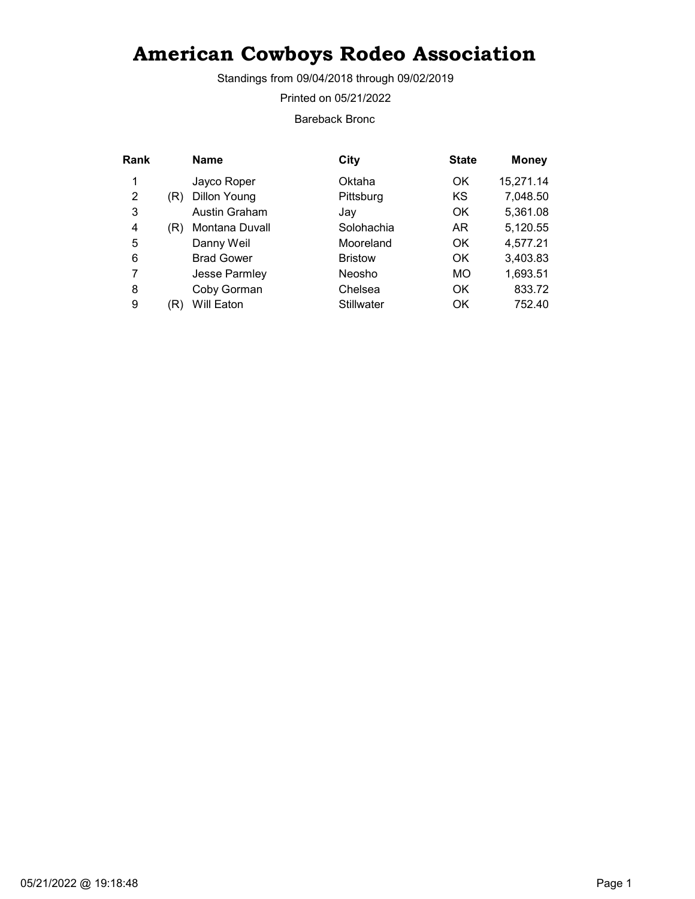# American Cowboys Rodeo Association

Standings from 09/04/2018 through 09/02/2019

Printed on 05/21/2022

Bareback Bronc

| Rank | | Name | City | State | Money |
|---|---|---|---|---|---|
| 1 | | Jayco Roper | Oktaha | OK | 15,271.14 |
| 2 | (R) | Dillon Young | Pittsburg | KS | 7,048.50 |
| 3 | | Austin Graham | Jay | OK | 5,361.08 |
| 4 | (R) | Montana Duvall | Solohachia | AR | 5,120.55 |
| 5 | | Danny Weil | Mooreland | OK | 4,577.21 |
| 6 | | Brad Gower | Bristow | OK | 3,403.83 |
| 7 | | Jesse Parmley | Neosho | MO | 1,693.51 |
| 8 | | Coby Gorman | Chelsea | OK | 833.72 |
| 9 | (R) | Will Eaton | Stillwater | OK | 752.40 |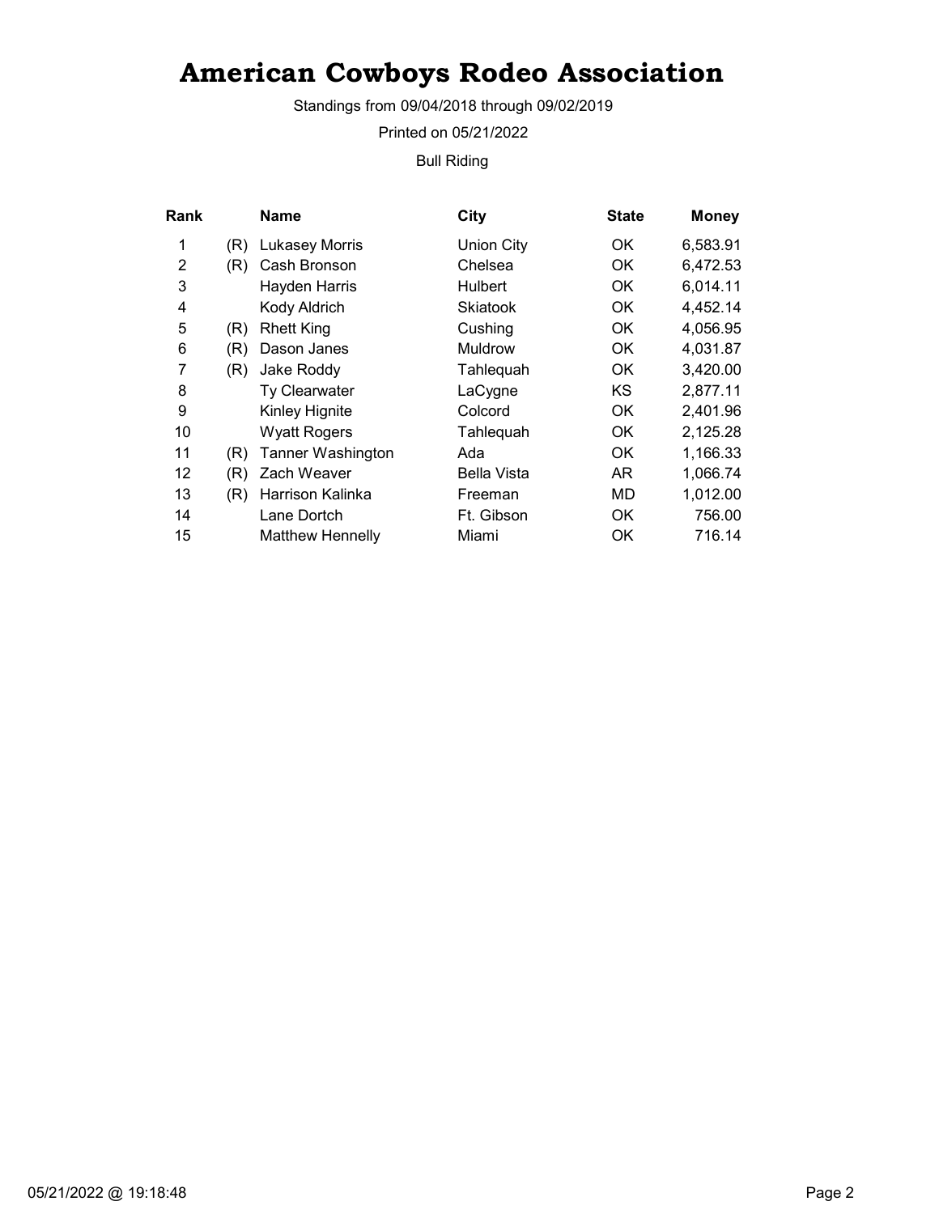# American Cowboys Rodeo Association

Standings from 09/04/2018 through 09/02/2019

Printed on 05/21/2022

Bull Riding

| Rank | | Name | City | State | Money |
|---|---|---|---|---|---|
| 1 | (R) | Lukasey Morris | Union City | OK | 6,583.91 |
| 2 | (R) | Cash Bronson | Chelsea | OK | 6,472.53 |
| 3 | | Hayden Harris | Hulbert | OK | 6,014.11 |
| 4 | | Kody Aldrich | Skiatook | OK | 4,452.14 |
| 5 | (R) | Rhett King | Cushing | OK | 4,056.95 |
| 6 | (R) | Dason Janes | Muldrow | OK | 4,031.87 |
| 7 | (R) | Jake Roddy | Tahlequah | OK | 3,420.00 |
| 8 | | Ty Clearwater | LaCygne | KS | 2,877.11 |
| 9 | | Kinley Hignite | Colcord | OK | 2,401.96 |
| 10 | | Wyatt Rogers | Tahlequah | OK | 2,125.28 |
| 11 | (R) | Tanner Washington | Ada | OK | 1,166.33 |
| 12 | (R) | Zach Weaver | Bella Vista | AR | 1,066.74 |
| 13 | (R) | Harrison Kalinka | Freeman | MD | 1,012.00 |
| 14 | | Lane Dortch | Ft. Gibson | OK | 756.00 |
| 15 | | Matthew Hennelly | Miami | OK | 716.14 |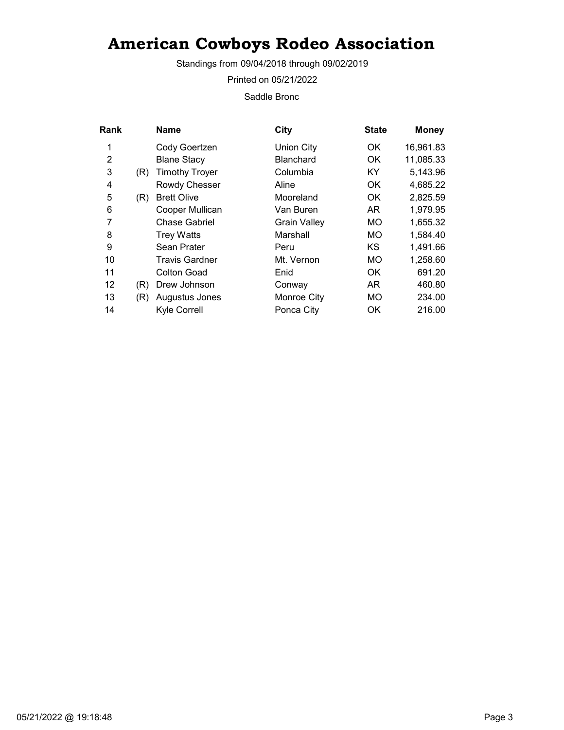# American Cowboys Rodeo Association

Standings from 09/04/2018 through 09/02/2019

Printed on 05/21/2022

Saddle Bronc

| Rank | | Name | City | State | Money |
|---|---|---|---|---|---|
| 1 | | Cody Goertzen | Union City | OK | 16,961.83 |
| 2 | | Blane Stacy | Blanchard | OK | 11,085.33 |
| 3 | (R) | Timothy Troyer | Columbia | KY | 5,143.96 |
| 4 | | Rowdy Chesser | Aline | OK | 4,685.22 |
| 5 | (R) | Brett Olive | Mooreland | OK | 2,825.59 |
| 6 | | Cooper Mullican | Van Buren | AR | 1,979.95 |
| 7 | | Chase Gabriel | Grain Valley | MO | 1,655.32 |
| 8 | | Trey Watts | Marshall | MO | 1,584.40 |
| 9 | | Sean Prater | Peru | KS | 1,491.66 |
| 10 | | Travis Gardner | Mt. Vernon | MO | 1,258.60 |
| 11 | | Colton Goad | Enid | OK | 691.20 |
| 12 | (R) | Drew Johnson | Conway | AR | 460.80 |
| 13 | (R) | Augustus Jones | Monroe City | MO | 234.00 |
| 14 | | Kyle Correll | Ponca City | OK | 216.00 |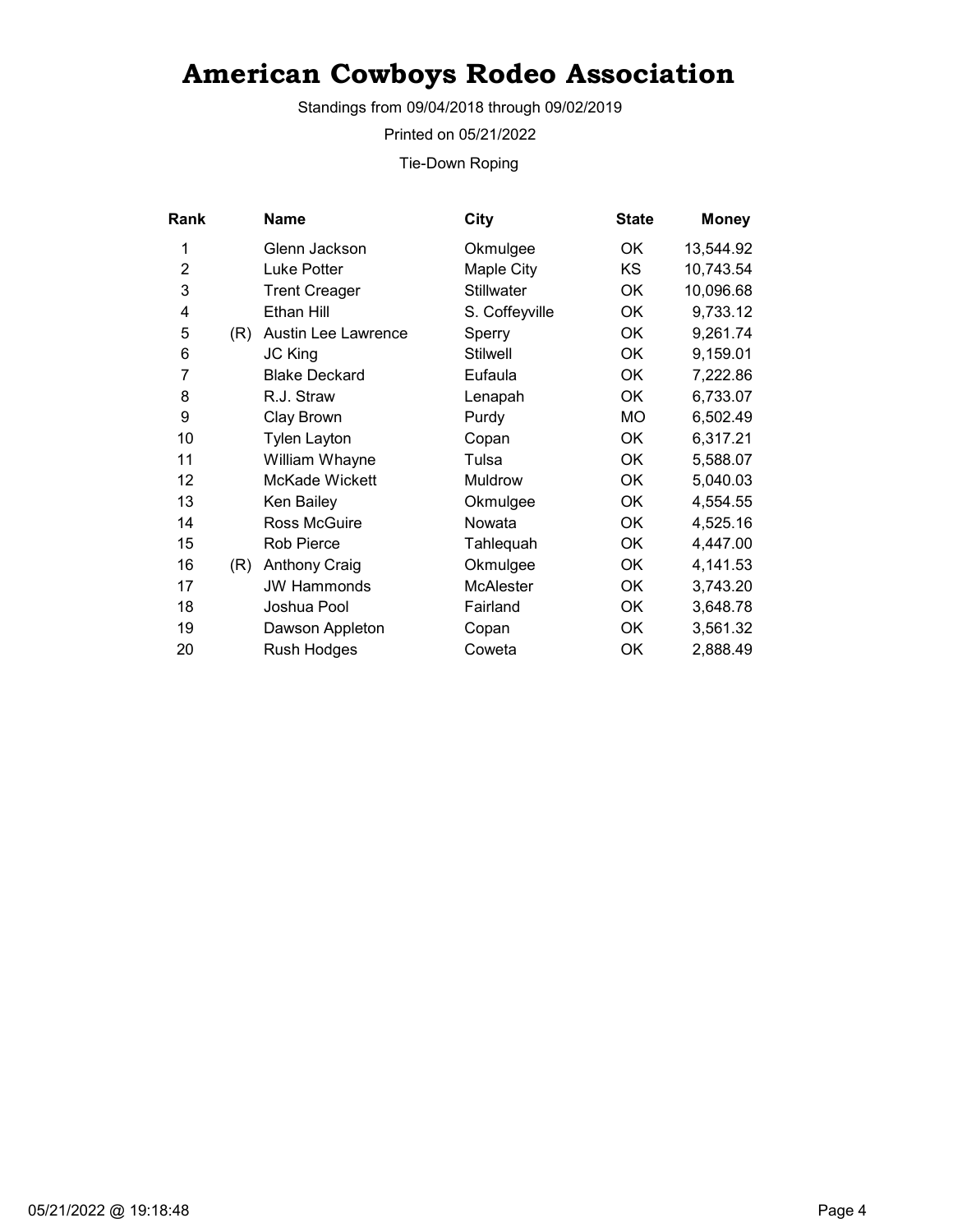# American Cowboys Rodeo Association

Standings from 09/04/2018 through 09/02/2019

Printed on 05/21/2022

Tie-Down Roping

| Rank | | Name | City | State | Money |
|---|---|---|---|---|---|
| 1 | | Glenn Jackson | Okmulgee | OK | 13,544.92 |
| 2 | | Luke Potter | Maple City | KS | 10,743.54 |
| 3 | | Trent Creager | Stillwater | OK | 10,096.68 |
| 4 | | Ethan Hill | S. Coffeyville | OK | 9,733.12 |
| 5 | (R) | Austin Lee Lawrence | Sperry | OK | 9,261.74 |
| 6 | | JC King | Stilwell | OK | 9,159.01 |
| 7 | | Blake Deckard | Eufaula | OK | 7,222.86 |
| 8 | | R.J. Straw | Lenapah | OK | 6,733.07 |
| 9 | | Clay Brown | Purdy | MO | 6,502.49 |
| 10 | | Tylen Layton | Copan | OK | 6,317.21 |
| 11 | | William Whayne | Tulsa | OK | 5,588.07 |
| 12 | | McKade Wickett | Muldrow | OK | 5,040.03 |
| 13 | | Ken Bailey | Okmulgee | OK | 4,554.55 |
| 14 | | Ross McGuire | Nowata | OK | 4,525.16 |
| 15 | | Rob Pierce | Tahlequah | OK | 4,447.00 |
| 16 | (R) | Anthony Craig | Okmulgee | OK | 4,141.53 |
| 17 | | JW Hammonds | McAlester | OK | 3,743.20 |
| 18 | | Joshua Pool | Fairland | OK | 3,648.78 |
| 19 | | Dawson Appleton | Copan | OK | 3,561.32 |
| 20 | | Rush Hodges | Coweta | OK | 2,888.49 |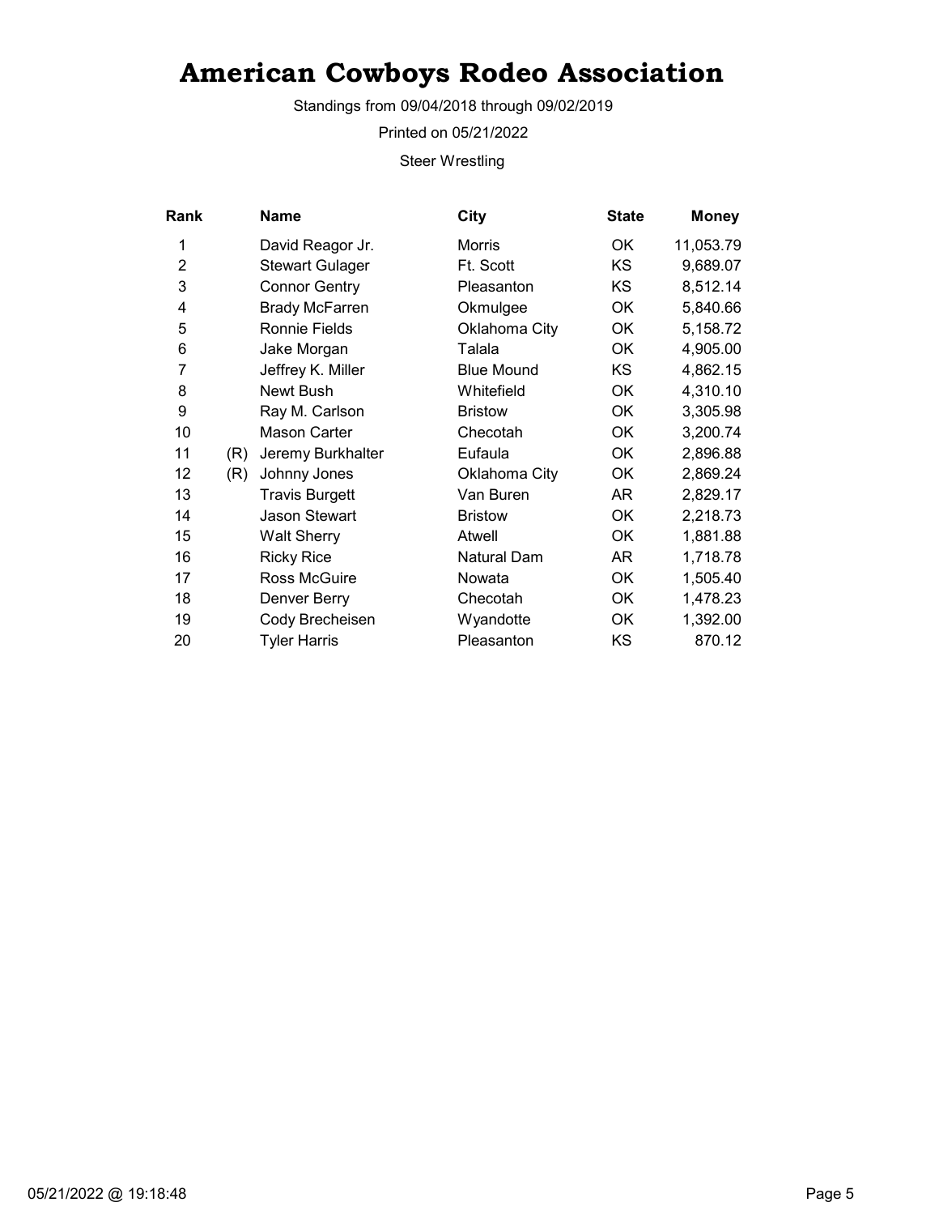# American Cowboys Rodeo Association

Standings from 09/04/2018 through 09/02/2019

Printed on 05/21/2022

Steer Wrestling

| Rank | | Name | City | State | Money |
|---|---|---|---|---|---|
| 1 | | David Reagor Jr. | Morris | OK | 11,053.79 |
| 2 | | Stewart Gulager | Ft. Scott | KS | 9,689.07 |
| 3 | | Connor Gentry | Pleasanton | KS | 8,512.14 |
| 4 | | Brady McFarren | Okmulgee | OK | 5,840.66 |
| 5 | | Ronnie Fields | Oklahoma City | OK | 5,158.72 |
| 6 | | Jake Morgan | Talala | OK | 4,905.00 |
| 7 | | Jeffrey K. Miller | Blue Mound | KS | 4,862.15 |
| 8 | | Newt Bush | Whitefield | OK | 4,310.10 |
| 9 | | Ray M. Carlson | Bristow | OK | 3,305.98 |
| 10 | | Mason Carter | Checotah | OK | 3,200.74 |
| 11 | (R) | Jeremy Burkhalter | Eufaula | OK | 2,896.88 |
| 12 | (R) | Johnny Jones | Oklahoma City | OK | 2,869.24 |
| 13 | | Travis Burgett | Van Buren | AR | 2,829.17 |
| 14 | | Jason Stewart | Bristow | OK | 2,218.73 |
| 15 | | Walt Sherry | Atwell | OK | 1,881.88 |
| 16 | | Ricky Rice | Natural Dam | AR | 1,718.78 |
| 17 | | Ross McGuire | Nowata | OK | 1,505.40 |
| 18 | | Denver Berry | Checotah | OK | 1,478.23 |
| 19 | | Cody Brecheisen | Wyandotte | OK | 1,392.00 |
| 20 | | Tyler Harris | Pleasanton | KS | 870.12 |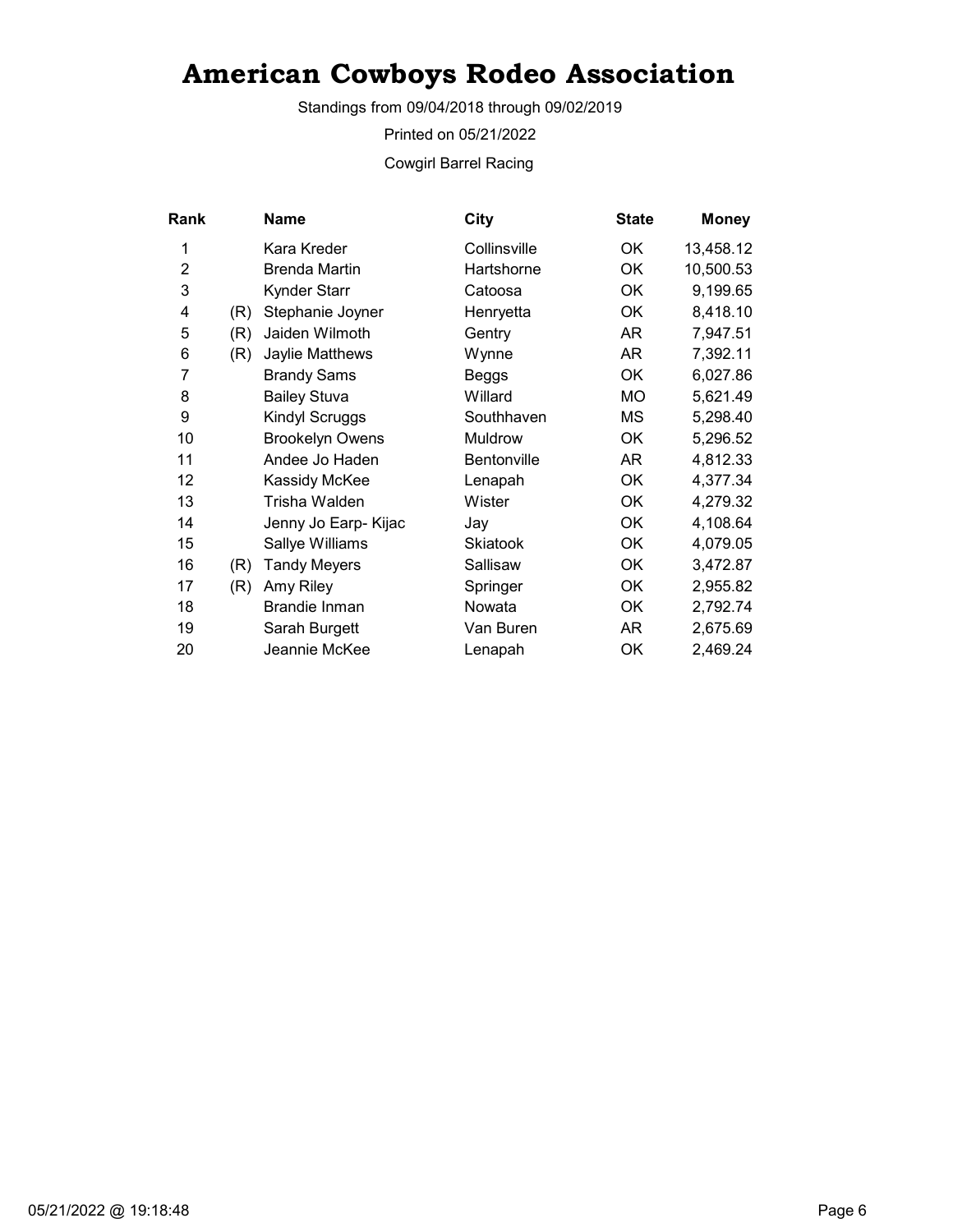# American Cowboys Rodeo Association

Standings from 09/04/2018 through 09/02/2019

Printed on 05/21/2022

Cowgirl Barrel Racing

| Rank | | Name | City | State | Money |
|---|---|---|---|---|---|
| 1 | | Kara Kreder | Collinsville | OK | 13,458.12 |
| 2 | | Brenda Martin | Hartshorne | OK | 10,500.53 |
| 3 | | Kynder Starr | Catoosa | OK | 9,199.65 |
| 4 | (R) | Stephanie Joyner | Henryetta | OK | 8,418.10 |
| 5 | (R) | Jaiden Wilmoth | Gentry | AR | 7,947.51 |
| 6 | (R) | Jaylie Matthews | Wynne | AR | 7,392.11 |
| 7 | | Brandy Sams | Beggs | OK | 6,027.86 |
| 8 | | Bailey Stuva | Willard | MO | 5,621.49 |
| 9 | | Kindyl Scruggs | Southhaven | MS | 5,298.40 |
| 10 | | Brookelyn Owens | Muldrow | OK | 5,296.52 |
| 11 | | Andee Jo Haden | Bentonville | AR | 4,812.33 |
| 12 | | Kassidy McKee | Lenapah | OK | 4,377.34 |
| 13 | | Trisha Walden | Wister | OK | 4,279.32 |
| 14 | | Jenny Jo Earp- Kijac | Jay | OK | 4,108.64 |
| 15 | | Sallye Williams | Skiatook | OK | 4,079.05 |
| 16 | (R) | Tandy Meyers | Sallisaw | OK | 3,472.87 |
| 17 | (R) | Amy Riley | Springer | OK | 2,955.82 |
| 18 | | Brandie Inman | Nowata | OK | 2,792.74 |
| 19 | | Sarah Burgett | Van Buren | AR | 2,675.69 |
| 20 | | Jeannie McKee | Lenapah | OK | 2,469.24 |

05/21/2022 @ 19:18:48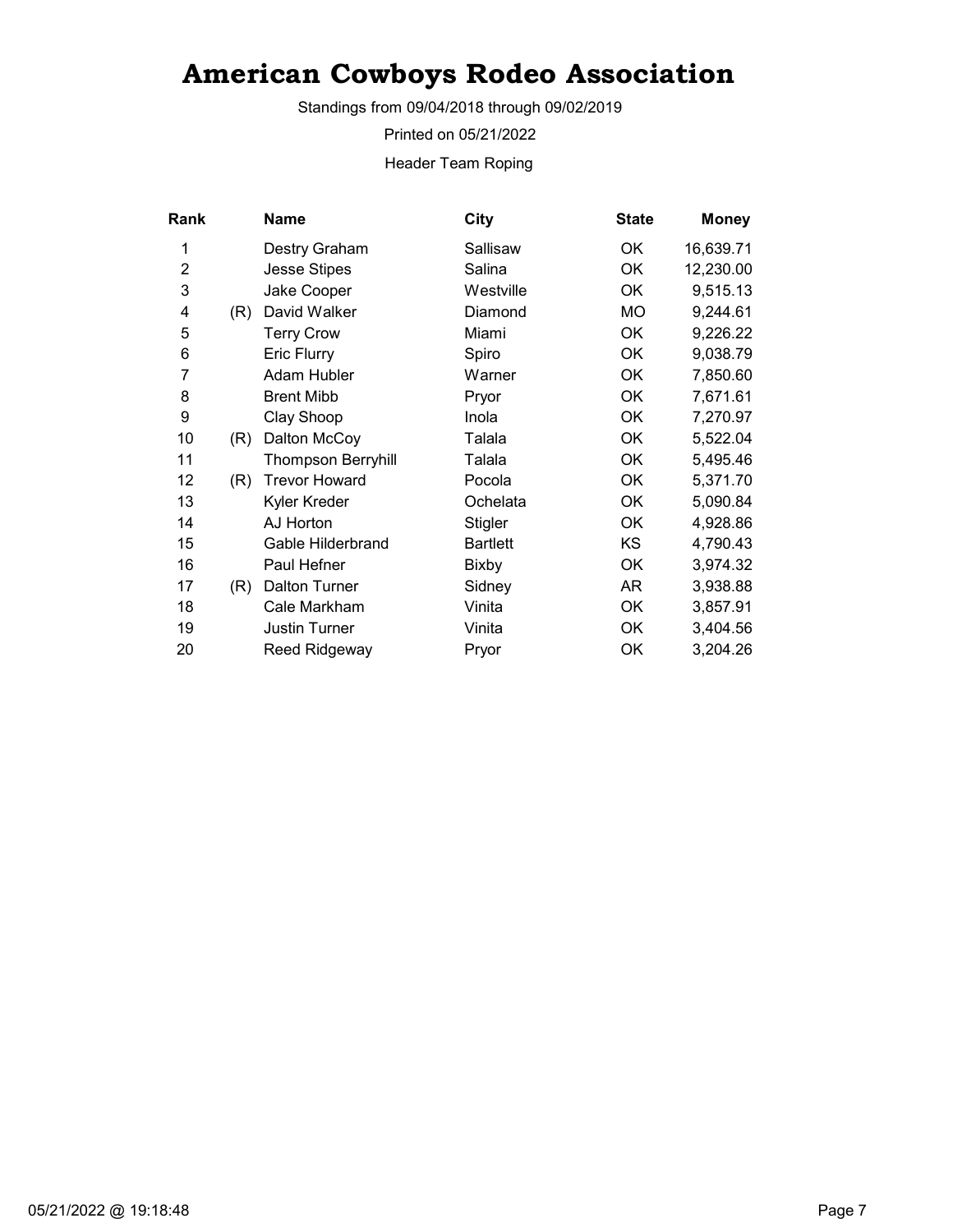# American Cowboys Rodeo Association

Standings from 09/04/2018 through 09/02/2019

Printed on 05/21/2022

Header Team Roping

| Rank | | Name | City | State | Money |
|---|---|---|---|---|---|
| 1 | | Destry Graham | Sallisaw | OK | 16,639.71 |
| 2 | | Jesse Stipes | Salina | OK | 12,230.00 |
| 3 | | Jake Cooper | Westville | OK | 9,515.13 |
| 4 | (R) | David Walker | Diamond | MO | 9,244.61 |
| 5 | | Terry Crow | Miami | OK | 9,226.22 |
| 6 | | Eric Flurry | Spiro | OK | 9,038.79 |
| 7 | | Adam Hubler | Warner | OK | 7,850.60 |
| 8 | | Brent Mibb | Pryor | OK | 7,671.61 |
| 9 | | Clay Shoop | Inola | OK | 7,270.97 |
| 10 | (R) | Dalton McCoy | Talala | OK | 5,522.04 |
| 11 | | Thompson Berryhill | Talala | OK | 5,495.46 |
| 12 | (R) | Trevor Howard | Pocola | OK | 5,371.70 |
| 13 | | Kyler Kreder | Ochelata | OK | 5,090.84 |
| 14 | | AJ Horton | Stigler | OK | 4,928.86 |
| 15 | | Gable Hilderbrand | Bartlett | KS | 4,790.43 |
| 16 | | Paul Hefner | Bixby | OK | 3,974.32 |
| 17 | (R) | Dalton Turner | Sidney | AR | 3,938.88 |
| 18 | | Cale Markham | Vinita | OK | 3,857.91 |
| 19 | | Justin Turner | Vinita | OK | 3,404.56 |
| 20 | | Reed Ridgeway | Pryor | OK | 3,204.26 |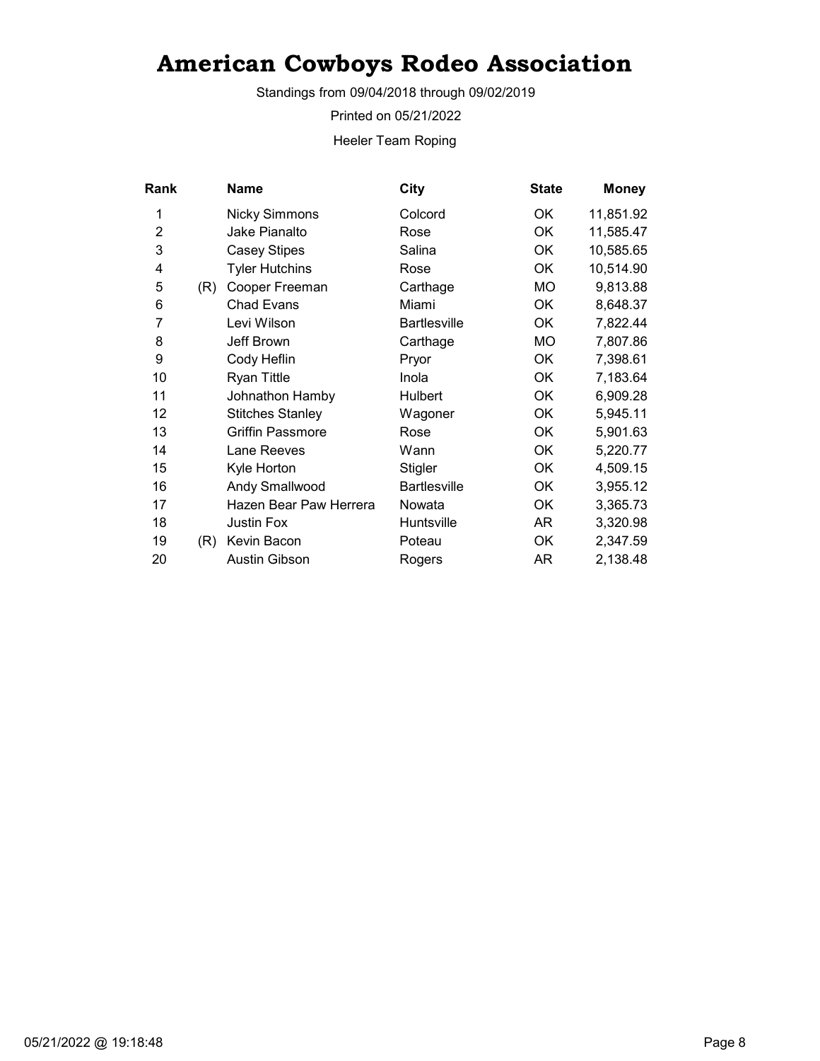# American Cowboys Rodeo Association

Standings from 09/04/2018 through 09/02/2019

Printed on 05/21/2022

Heeler Team Roping

| Rank | | Name | City | State | Money |
|---|---|---|---|---|---|
| 1 | | Nicky Simmons | Colcord | OK | 11,851.92 |
| 2 | | Jake Pianalto | Rose | OK | 11,585.47 |
| 3 | | Casey Stipes | Salina | OK | 10,585.65 |
| 4 | | Tyler Hutchins | Rose | OK | 10,514.90 |
| 5 | (R) | Cooper Freeman | Carthage | MO | 9,813.88 |
| 6 | | Chad Evans | Miami | OK | 8,648.37 |
| 7 | | Levi Wilson | Bartlesville | OK | 7,822.44 |
| 8 | | Jeff Brown | Carthage | MO | 7,807.86 |
| 9 | | Cody Heflin | Pryor | OK | 7,398.61 |
| 10 | | Ryan Tittle | Inola | OK | 7,183.64 |
| 11 | | Johnathon Hamby | Hulbert | OK | 6,909.28 |
| 12 | | Stitches Stanley | Wagoner | OK | 5,945.11 |
| 13 | | Griffin Passmore | Rose | OK | 5,901.63 |
| 14 | | Lane Reeves | Wann | OK | 5,220.77 |
| 15 | | Kyle Horton | Stigler | OK | 4,509.15 |
| 16 | | Andy Smallwood | Bartlesville | OK | 3,955.12 |
| 17 | | Hazen Bear Paw Herrera | Nowata | OK | 3,365.73 |
| 18 | | Justin Fox | Huntsville | AR | 3,320.98 |
| 19 | (R) | Kevin Bacon | Poteau | OK | 2,347.59 |
| 20 | | Austin Gibson | Rogers | AR | 2,138.48 |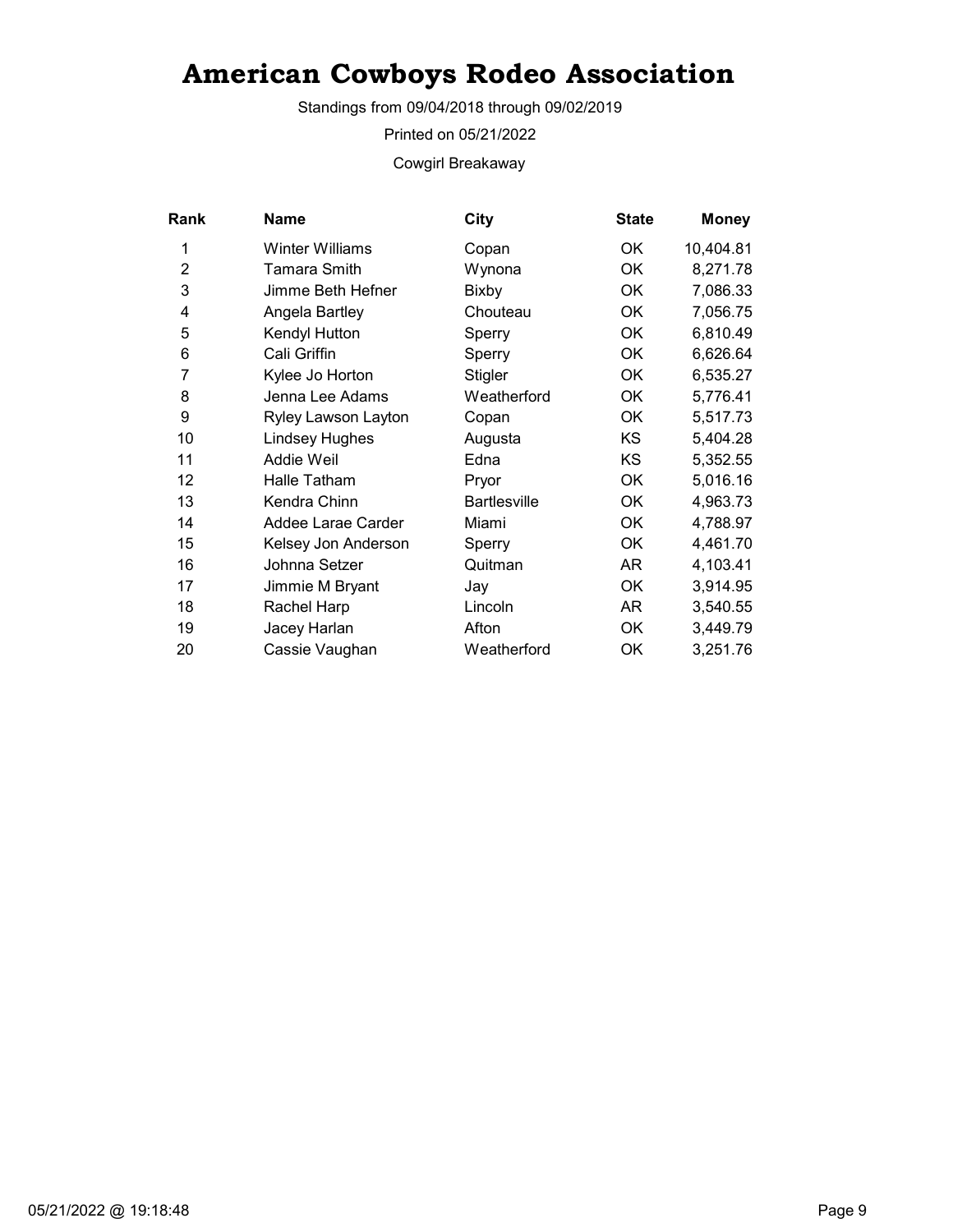# American Cowboys Rodeo Association

Standings from 09/04/2018 through 09/02/2019

Printed on 05/21/2022

Cowgirl Breakaway

| Rank | Name | City | State | Money |
|---|---|---|---|---|
| 1 | Winter Williams | Copan | OK | 10,404.81 |
| 2 | Tamara Smith | Wynona | OK | 8,271.78 |
| 3 | Jimme Beth Hefner | Bixby | OK | 7,086.33 |
| 4 | Angela Bartley | Chouteau | OK | 7,056.75 |
| 5 | Kendyl Hutton | Sperry | OK | 6,810.49 |
| 6 | Cali Griffin | Sperry | OK | 6,626.64 |
| 7 | Kylee Jo Horton | Stigler | OK | 6,535.27 |
| 8 | Jenna Lee Adams | Weatherford | OK | 5,776.41 |
| 9 | Ryley Lawson Layton | Copan | OK | 5,517.73 |
| 10 | Lindsey Hughes | Augusta | KS | 5,404.28 |
| 11 | Addie Weil | Edna | KS | 5,352.55 |
| 12 | Halle Tatham | Pryor | OK | 5,016.16 |
| 13 | Kendra Chinn | Bartlesville | OK | 4,963.73 |
| 14 | Addee Larae Carder | Miami | OK | 4,788.97 |
| 15 | Kelsey Jon Anderson | Sperry | OK | 4,461.70 |
| 16 | Johnna Setzer | Quitman | AR | 4,103.41 |
| 17 | Jimmie M Bryant | Jay | OK | 3,914.95 |
| 18 | Rachel Harp | Lincoln | AR | 3,540.55 |
| 19 | Jacey Harlan | Afton | OK | 3,449.79 |
| 20 | Cassie Vaughan | Weatherford | OK | 3,251.76 |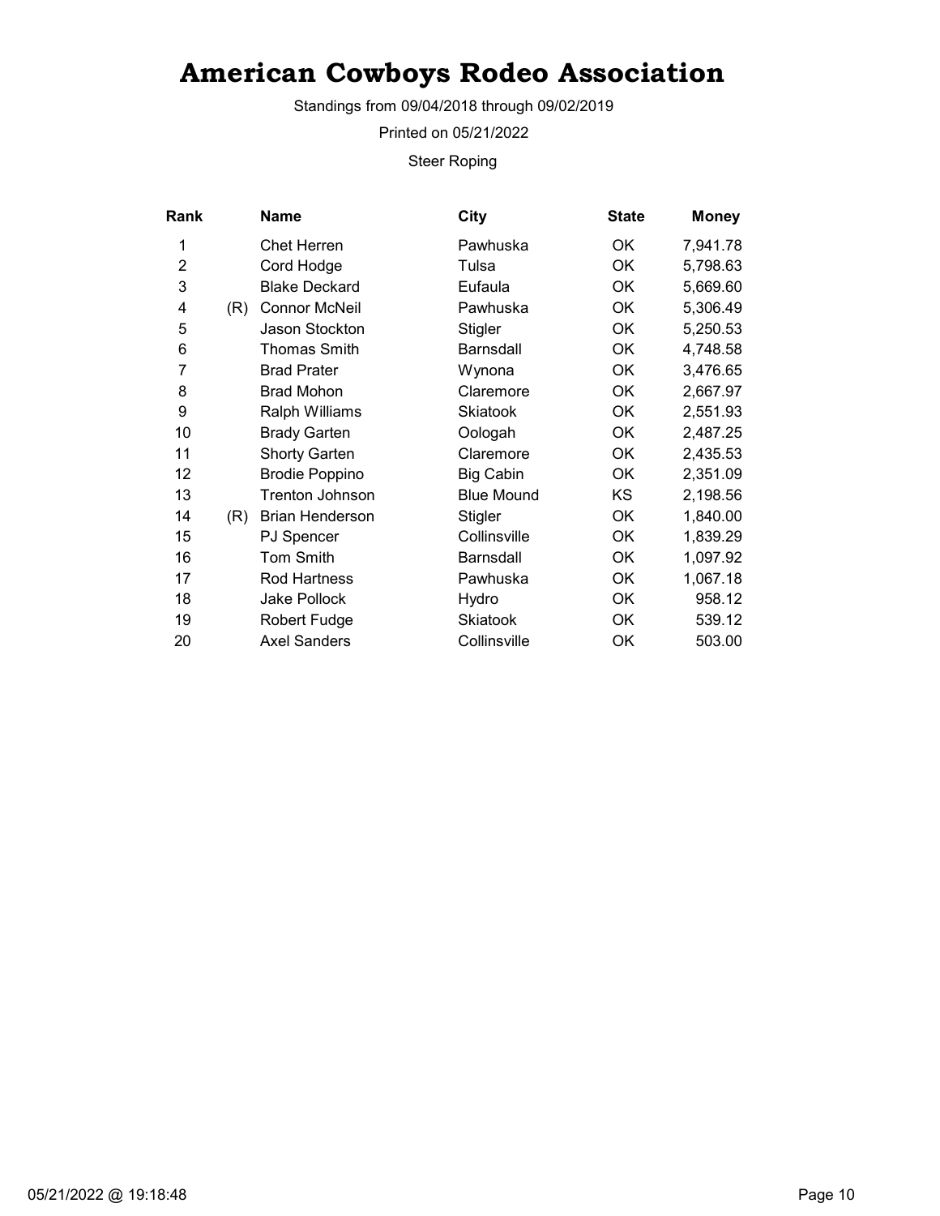# American Cowboys Rodeo Association

Standings from 09/04/2018 through 09/02/2019

Printed on 05/21/2022

Steer Roping

| Rank | | Name | City | State | Money |
|---|---|---|---|---|---|
| 1 | | Chet Herren | Pawhuska | OK | 7,941.78 |
| 2 | | Cord Hodge | Tulsa | OK | 5,798.63 |
| 3 | | Blake Deckard | Eufaula | OK | 5,669.60 |
| 4 | (R) | Connor McNeil | Pawhuska | OK | 5,306.49 |
| 5 | | Jason Stockton | Stigler | OK | 5,250.53 |
| 6 | | Thomas Smith | Barnsdall | OK | 4,748.58 |
| 7 | | Brad Prater | Wynona | OK | 3,476.65 |
| 8 | | Brad Mohon | Claremore | OK | 2,667.97 |
| 9 | | Ralph Williams | Skiatook | OK | 2,551.93 |
| 10 | | Brady Garten | Oologah | OK | 2,487.25 |
| 11 | | Shorty Garten | Claremore | OK | 2,435.53 |
| 12 | | Brodie Poppino | Big Cabin | OK | 2,351.09 |
| 13 | | Trenton Johnson | Blue Mound | KS | 2,198.56 |
| 14 | (R) | Brian Henderson | Stigler | OK | 1,840.00 |
| 15 | | PJ Spencer | Collinsville | OK | 1,839.29 |
| 16 | | Tom Smith | Barnsdall | OK | 1,097.92 |
| 17 | | Rod Hartness | Pawhuska | OK | 1,067.18 |
| 18 | | Jake Pollock | Hydro | OK | 958.12 |
| 19 | | Robert Fudge | Skiatook | OK | 539.12 |
| 20 | | Axel Sanders | Collinsville | OK | 503.00 |